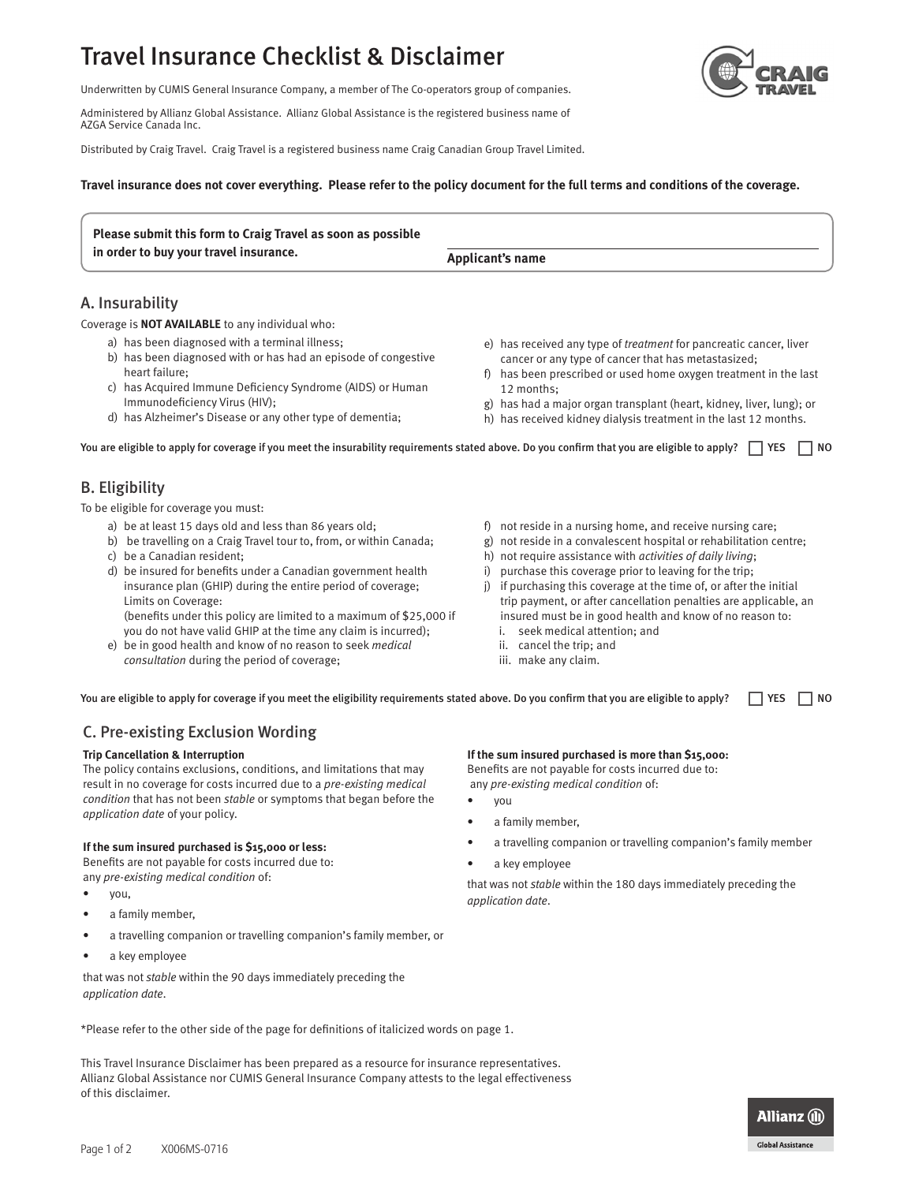# Travel Insurance Checklist & Disclaimer

Underwritten by CUMIS General Insurance Company, a member of The Co-operators group of companies.

Administered by Allianz Global Assistance. Allianz Global Assistance is the registered business name of AZGA Service Canada Inc.

Distributed by Craig Travel. Craig Travel is a registered business name Craig Canadian Group Travel Limited.

**Travel insurance does not cover everything. Please refer to the policy document for the full terms and conditions of the coverage.**

**Please submit this form to Craig Travel as soon as possible in order to buy your travel insurance.**

______________________________
**Applicant's name**

## A. Insurability

Coverage is **NOT AVAILABLE** to any individual who:

a) has been diagnosed with a terminal illness;
b) has been diagnosed with or has had an episode of congestive heart failure;
c) has Acquired Immune Deficiency Syndrome (AIDS) or Human Immunodeficiency Virus (HIV);
d) has Alzheimer's Disease or any other type of dementia;
e) has received any type of *treatment* for pancreatic cancer, liver cancer or any type of cancer that has metastasized;
f) has been prescribed or used home oxygen treatment in the last 12 months;
g) has had a major organ transplant (heart, kidney, liver, lung); or
h) has received kidney dialysis treatment in the last 12 months.

**You are eligible to apply for coverage if you meet the insurability requirements stated above. Do you confirm that you are eligible to apply?** ☐ **YES** ☐ **NO**

## B. Eligibility

To be eligible for coverage you must:

a) be at least 15 days old and less than 86 years old;
b) be travelling on a Craig Travel tour to, from, or within Canada;
c) be a Canadian resident;
d) be insured for benefits under a Canadian government health insurance plan (GHIP) during the entire period of coverage;
Limits on Coverage:
(benefits under this policy are limited to a maximum of $25,000 if you do not have valid GHIP at the time any claim is incurred);
e) be in good health and know of no reason to seek *medical consultation* during the period of coverage;
f) not reside in a nursing home, and receive nursing care;
g) not reside in a convalescent hospital or rehabilitation centre;
h) not require assistance with *activities of daily living*;
i) purchase this coverage prior to leaving for the trip;
j) if purchasing this coverage at the time of, or after the initial trip payment, or after cancellation penalties are applicable, an insured must be in good health and know of no reason to:
   i. seek medical attention; and
   ii. cancel the trip; and
   iii. make any claim.

**You are eligible to apply for coverage if you meet the eligibility requirements stated above. Do you confirm that you are eligible to apply?** ☐ **YES** ☐ **NO**

## C. Pre-existing Exclusion Wording

**Trip Cancellation & Interruption**

The policy contains exclusions, conditions, and limitations that may result in no coverage for costs incurred due to a *pre-existing medical condition* that has not been *stable* or symptoms that began before the *application date* of your policy.

**If the sum insured purchased is $15,000 or less:**

Benefits are not payable for costs incurred due to:
any *pre-existing medical condition* of:

- you,
- a family member,
- a travelling companion or travelling companion's family member, or
- a key employee

that was not *stable* within the 90 days immediately preceding the *application date*.

**If the sum insured purchased is more than $15,000:**

Benefits are not payable for costs incurred due to:
any *pre-existing medical condition* of:

- you
- a family member,
- a travelling companion or travelling companion's family member
- a key employee

that was not *stable* within the 180 days immediately preceding the *application date*.

*Please refer to the other side of the page for definitions of italicized words on page 1.

This Travel Insurance Disclaimer has been prepared as a resource for insurance representatives. Allianz Global Assistance nor CUMIS General Insurance Company attests to the legal effectiveness of this disclaimer.

X006MS-0716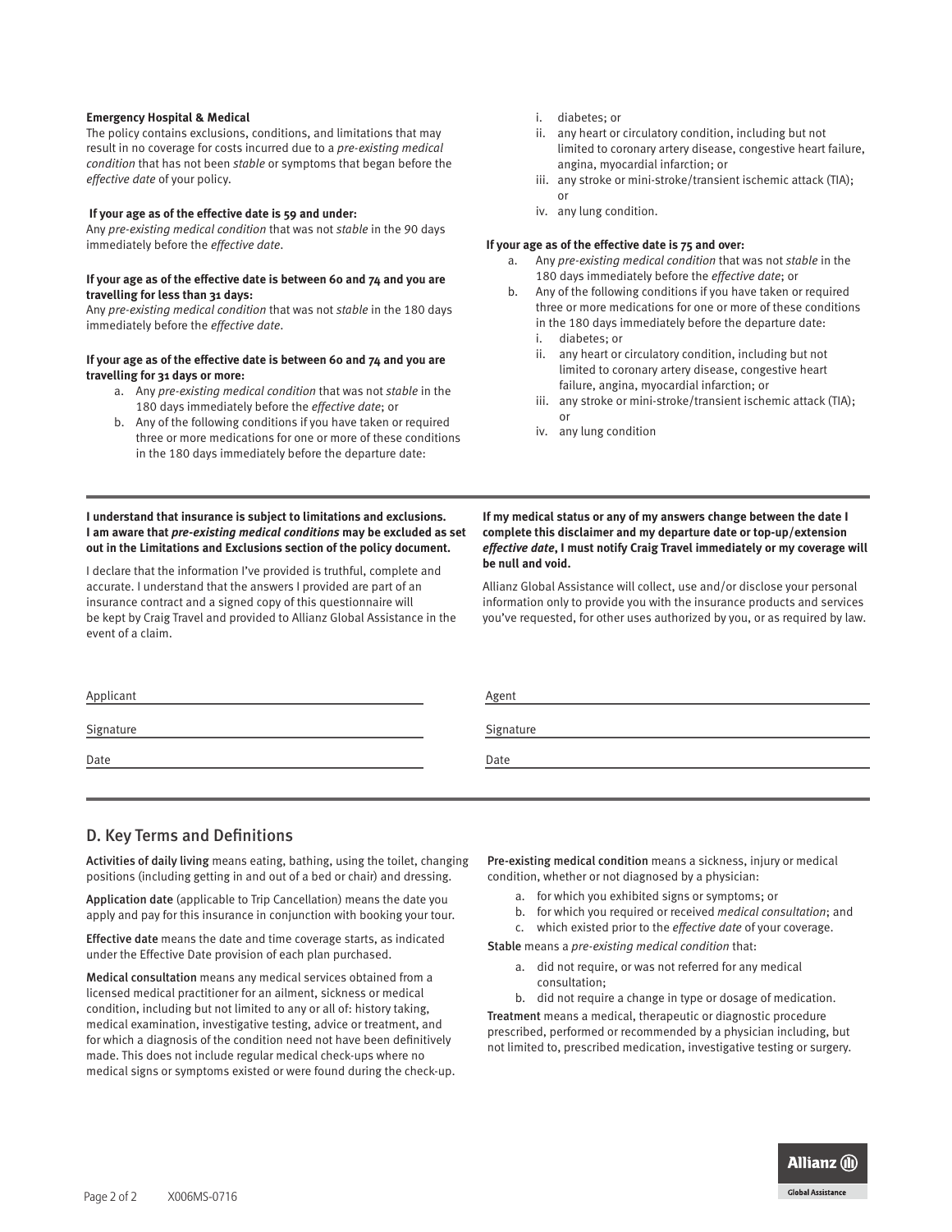**Emergency Hospital & Medical**

The policy contains exclusions, conditions, and limitations that may result in no coverage for costs incurred due to a *pre-existing medical condition* that has not been *stable* or symptoms that began before the *effective date* of your policy.

**If your age as of the effective date is 59 and under:**

Any *pre-existing medical condition* that was not *stable* in the 90 days immediately before the *effective date*.

**If your age as of the effective date is between 60 and 74 and you are travelling for less than 31 days:**

Any *pre-existing medical condition* that was not *stable* in the 180 days immediately before the *effective date*.

**If your age as of the effective date is between 60 and 74 and you are travelling for 31 days or more:**

a. Any *pre-existing medical condition* that was not *stable* in the 180 days immediately before the *effective date*; or
b. Any of the following conditions if you have taken or required three or more medications for one or more of these conditions in the 180 days immediately before the departure date:
   i. diabetes; or
   ii. any heart or circulatory condition, including but not limited to coronary artery disease, congestive heart failure, angina, myocardial infarction; or
   iii. any stroke or mini-stroke/transient ischemic attack (TIA); or
   iv. any lung condition.

**If your age as of the effective date is 75 and over:**

a. Any *pre-existing medical condition* that was not *stable* in the 180 days immediately before the *effective date*; or
b. Any of the following conditions if you have taken or required three or more medications for one or more of these conditions in the 180 days immediately before the departure date:
   i. diabetes; or
   ii. any heart or circulatory condition, including but not limited to coronary artery disease, congestive heart failure, angina, myocardial infarction; or
   iii. any stroke or mini-stroke/transient ischemic attack (TIA); or
   iv. any lung condition

**I understand that insurance is subject to limitations and exclusions. I am aware that *pre-existing medical conditions* may be excluded as set out in the Limitations and Exclusions section of the policy document.**

I declare that the information I've provided is truthful, complete and accurate. I understand that the answers I provided are part of an insurance contract and a signed copy of this questionnaire will be kept by Craig Travel and provided to Allianz Global Assistance in the event of a claim.

**If my medical status or any of my answers change between the date I complete this disclaimer and my departure date or top-up/extension *effective date*, I must notify Craig Travel immediately or my coverage will be null and void.**

Allianz Global Assistance will collect, use and/or disclose your personal information only to provide you with the insurance products and services you've requested, for other uses authorized by you, or as required by law.

Applicant \_\_\_\_\_\_\_\_\_\_\_\_\_\_\_\_\_\_\_\_

Signature \_\_\_\_\_\_\_\_\_\_\_\_\_\_\_\_\_\_\_\_

Date \_\_\_\_\_\_\_\_\_\_\_\_\_\_\_\_\_\_\_\_

Agent \_\_\_\_\_\_\_\_\_\_\_\_\_\_\_\_\_\_\_\_

Signature \_\_\_\_\_\_\_\_\_\_\_\_\_\_\_\_\_\_\_\_

Date \_\_\_\_\_\_\_\_\_\_\_\_\_\_\_\_\_\_\_\_

## D. Key Terms and Definitions

**Activities of daily living** means eating, bathing, using the toilet, changing positions (including getting in and out of a bed or chair) and dressing.

**Application date** (applicable to Trip Cancellation) means the date you apply and pay for this insurance in conjunction with booking your tour.

**Effective date** means the date and time coverage starts, as indicated under the Effective Date provision of each plan purchased.

**Medical consultation** means any medical services obtained from a licensed medical practitioner for an ailment, sickness or medical condition, including but not limited to any or all of: history taking, medical examination, investigative testing, advice or treatment, and for which a diagnosis of the condition need not have been definitively made. This does not include regular medical check-ups where no medical signs or symptoms existed or were found during the check-up.

**Pre-existing medical condition** means a sickness, injury or medical condition, whether or not diagnosed by a physician:

a. for which you exhibited signs or symptoms; or
b. for which you required or received *medical consultation*; and
c. which existed prior to the *effective date* of your coverage.

**Stable** means a *pre-existing medical condition* that:

a. did not require, or was not referred for any medical consultation;
b. did not require a change in type or dosage of medication.

**Treatment** means a medical, therapeutic or diagnostic procedure prescribed, performed or recommended by a physician including, but not limited to, prescribed medication, investigative testing or surgery.

X006MS-0716